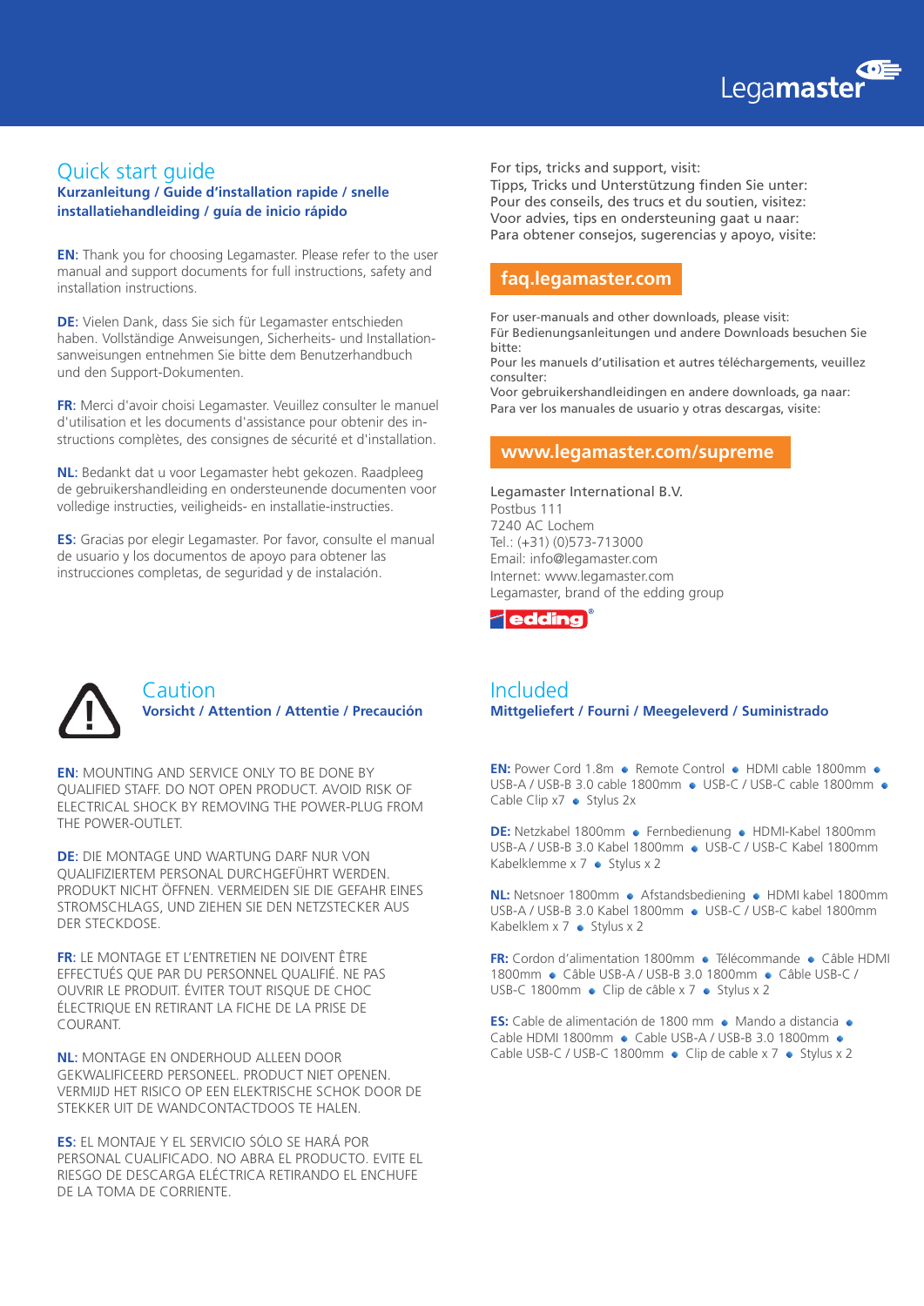Legamaster

# Quick start guide

**Kurzanleitung / Guide d'installation rapide / snelle installatiehandleiding / guía de inicio rápido**

**EN:** Thank you for choosing Legamaster. Please refer to the user manual and support documents for full instructions, safety and installation instructions.

**DE:** Vielen Dank, dass Sie sich für Legamaster entschieden haben. Vollständige Anweisungen, Sicherheits- und Installationsanweisungen entnehmen Sie bitte dem Benutzerhandbuch und den Support-Dokumenten.

**FR:** Merci d'avoir choisi Legamaster. Veuillez consulter le manuel d'utilisation et les documents d'assistance pour obtenir des instructions complètes, des consignes de sécurité et d'installation.

**NL:** Bedankt dat u voor Legamaster hebt gekozen. Raadpleeg de gebruikershandleiding en ondersteunende documenten voor volledige instructies, veiligheids- en installatie-instructies.

**ES:** Gracias por elegir Legamaster. Por favor, consulte el manual de usuario y los documentos de apoyo para obtener las instrucciones completas, de seguridad y de instalación.

For tips, tricks and support, visit:
Tipps, Tricks und Unterstützung finden Sie unter:
Pour des conseils, des trucs et du soutien, visitez:
Voor advies, tips en ondersteuning gaat u naar:
Para obtener consejos, sugerencias y apoyo, visite:

**faq.legamaster.com**

For user-manuals and other downloads, please visit:
Für Bedienungsanleitungen und andere Downloads besuchen Sie bitte:
Pour les manuels d'utilisation et autres téléchargements, veuillez consulter:
Voor gebruikershandleidingen en andere downloads, ga naar:
Para ver los manuales de usuario y otras descargas, visite:

**www.legamaster.com/supreme**

Legamaster International B.V.
Postbus 111
7240 AC Lochem
Tel.: (+31) (0)573-713000
Email: info@legamaster.com
Internet: www.legamaster.com
Legamaster, brand of the edding group

edding®

## Caution

**Vorsicht / Attention / Attentie / Precaución**

**EN:** MOUNTING AND SERVICE ONLY TO BE DONE BY QUALIFIED STAFF. DO NOT OPEN PRODUCT. AVOID RISK OF ELECTRICAL SHOCK BY REMOVING THE POWER-PLUG FROM THE POWER-OUTLET.

**DE:** DIE MONTAGE UND WARTUNG DARF NUR VON QUALIFIZIERTEM PERSONAL DURCHGEFÜHRT WERDEN. PRODUKT NICHT ÖFFNEN. VERMEIDEN SIE DIE GEFAHR EINES STROMSCHLAGS, UND ZIEHEN SIE DEN NETZSTECKER AUS DER STECKDOSE.

**FR:** LE MONTAGE ET L'ENTRETIEN NE DOIVENT ÊTRE EFFECTUÉS QUE PAR DU PERSONNEL QUALIFIÉ. NE PAS OUVRIR LE PRODUIT. ÉVITER TOUT RISQUE DE CHOC ÉLECTRIQUE EN RETIRANT LA FICHE DE LA PRISE DE COURANT.

**NL:** MONTAGE EN ONDERHOUD ALLEEN DOOR GEKWALIFICEERD PERSONEEL. PRODUCT NIET OPENEN. VERMIJD HET RISICO OP EEN ELEKTRISCHE SCHOK DOOR DE STEKKER UIT DE WANDCONTACTDOOS TE HALEN.

**ES:** EL MONTAJE Y EL SERVICIO SÓLO SE HARÁ POR PERSONAL CUALIFICADO. NO ABRA EL PRODUCTO. EVITE EL RIESGO DE DESCARGA ELÉCTRICA RETIRANDO EL ENCHUFE DE LA TOMA DE CORRIENTE.

## Included

**Mitgeliefert / Fourni / Meegeleverd / Suministrado**

**EN:** Power Cord 1.8m • Remote Control • HDMI cable 1800mm • USB-A / USB-B 3.0 cable 1800mm • USB-C / USB-C cable 1800mm • Cable Clip x7 • Stylus 2x

**DE:** Netzkabel 1800mm • Fernbedienung • HDMI-Kabel 1800mm USB-A / USB-B 3.0 Kabel 1800mm • USB-C / USB-C Kabel 1800mm Kabelklemme x 7 • Stylus x 2

**NL:** Netsnoer 1800mm • Afstandsbediening • HDMI kabel 1800mm USB-A / USB-B 3.0 Kabel 1800mm • USB-C / USB-C kabel 1800mm Kabelklem x 7 • Stylus x 2

**FR:** Cordon d'alimentation 1800mm • Télécommande • Câble HDMI 1800mm • Câble USB-A / USB-B 3.0 1800mm • Câble USB-C / USB-C 1800mm • Clip de câble x 7 • Stylus x 2

**ES:** Cable de alimentación de 1800 mm • Mando a distancia • Cable HDMI 1800mm • Cable USB-A / USB-B 3.0 1800mm • Cable USB-C / USB-C 1800mm • Clip de cable x 7 • Stylus x 2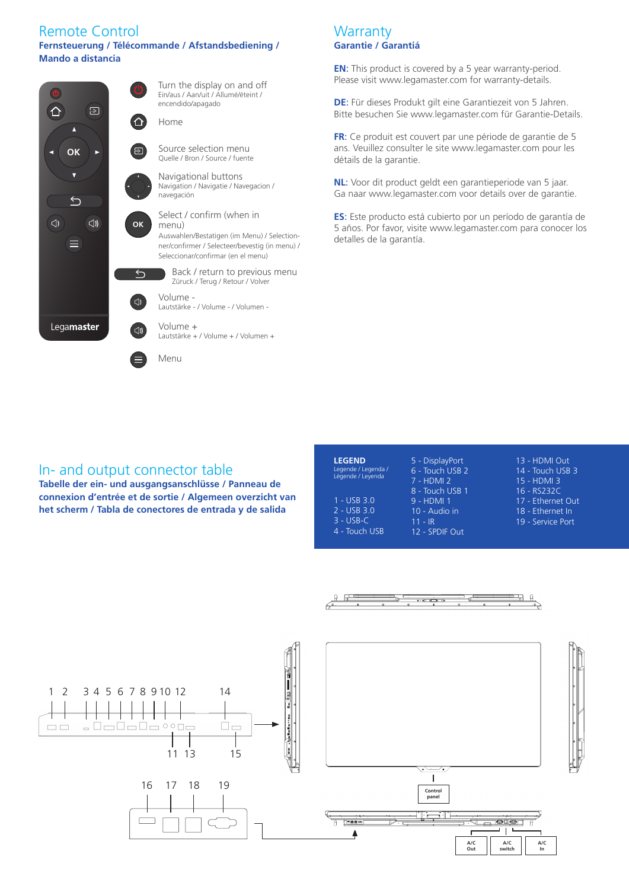## Remote Control

**Fernsteuerung / Télécommande / Afstandsbediening / Mando a distancia**

- Turn the display on and off
  Ein/aus / Aan/uit / Allumé/éteint / encendido/apagado
- Home
- Source selection menu
  Quelle / Bron / Source / fuente
- Navigational buttons
  Navigation / Navigatie / Navegacion / navegación
- Select / confirm (when in menu)
  Auswahlen/Bestatigen (im Menu) / Selectionner/confirmer / Selecteer/bevestig (in menu) / Seleccionar/confirmar (en el menu)
- Back / return to previous menu
  Züruck / Terug / Retour / Volver
- Volume -
  Lautstärke - / Volume - / Volumen -
- Volume +
  Lautstärke + / Volume + / Volumen +
- Menu

Legamaster

## Warranty

**Garantie / Garantiá**

**EN:** This product is covered by a 5 year warranty-period. Please visit www.legamaster.com for warranty-details.

**DE:** Für dieses Produkt gilt eine Garantiezeit von 5 Jahren. Bitte besuchen Sie www.legamaster.com für Garantie-Details.

**FR:** Ce produit est couvert par une période de garantie de 5 ans. Veuillez consulter le site www.legamaster.com pour les détails de la garantie.

**NL:** Voor dit product geldt een garantieperiode van 5 jaar. Ga naar www.legamaster.com voor details over de garantie.

**ES:** Este producto está cubierto por un período de garantía de 5 años. Por favor, visite www.legamaster.com para conocer los detalles de la garantía.

## In- and output connector table

**Tabelle der ein- und ausgangsanschlüsse / Panneau de connexion d'entrée et de sortie / Algemeen overzicht van het scherm / Tabla de conectores de entrada y de salida**

**LEGEND**
Legende / Legenda / Légende / Leyenda

- 1 - USB 3.0
- 2 - USB 3.0
- 3 - USB-C
- 4 - Touch USB
- 5 - DisplayPort
- 6 - Touch USB 2
- 7 - HDMI 2
- 8 - Touch USB 1
- 9 - HDMI 1
- 10 - Audio in
- 11 - IR
- 12 - SPDIF Out
- 13 - HDMI Out
- 14 - Touch USB 3
- 15 - HDMI 3
- 16 - RS232C
- 17 - Ethernet Out
- 18 - Ethernet In
- 19 - Service Port

1 2 3 4 5 6 7 8 9 10 12 14

11 13 15

16 17 18 19

Control panel

A/C Out

A/C switch

A/C In